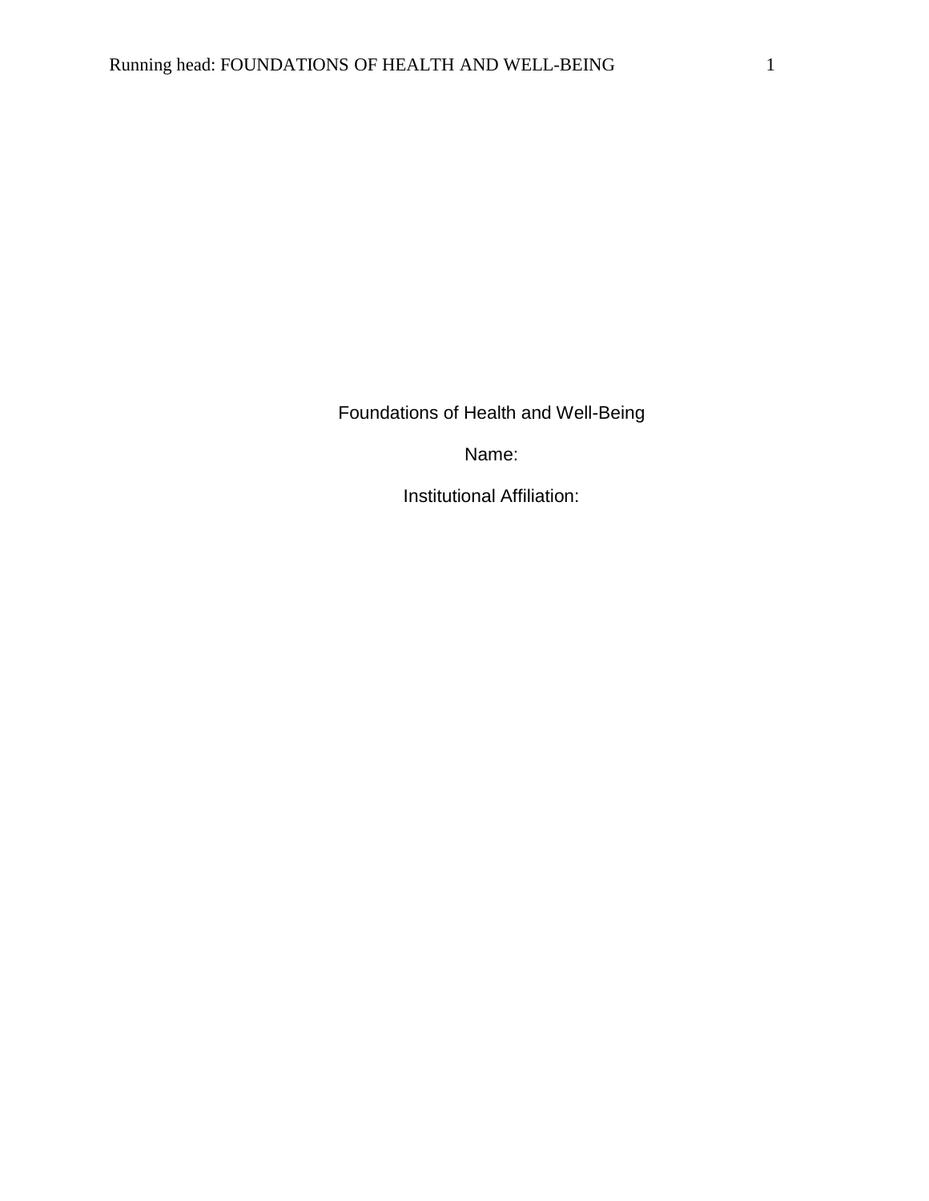Foundations of Health and Well-Being

Name:

Institutional Affiliation: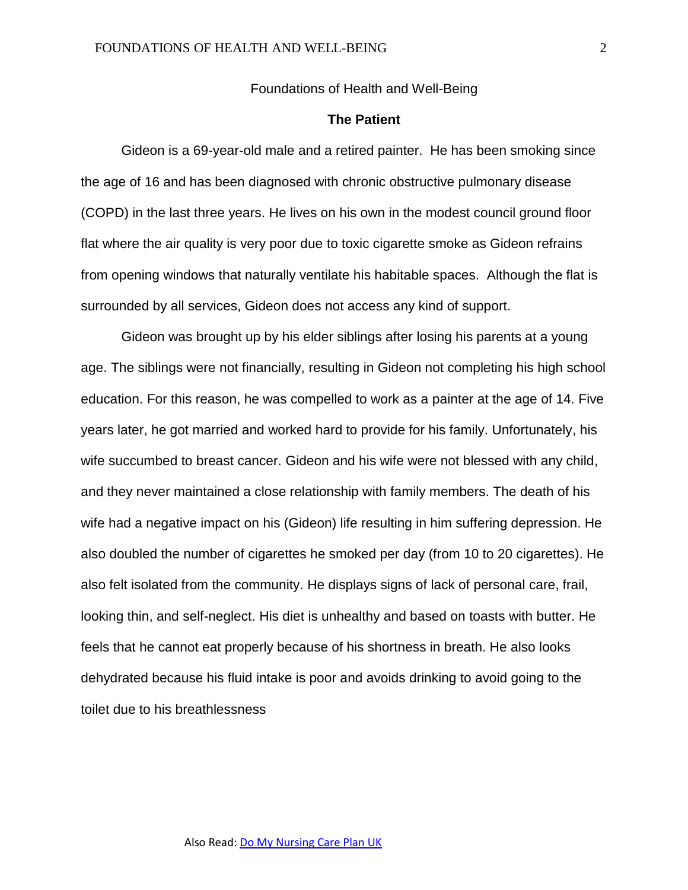Foundations of Health and Well-Being

**The Patient**

Gideon is a 69-year-old male and a retired painter. He has been smoking since the age of 16 and has been diagnosed with chronic obstructive pulmonary disease (COPD) in the last three years. He lives on his own in the modest council ground floor flat where the air quality is very poor due to toxic cigarette smoke as Gideon refrains from opening windows that naturally ventilate his habitable spaces. Although the flat is surrounded by all services, Gideon does not access any kind of support.

Gideon was brought up by his elder siblings after losing his parents at a young age. The siblings were not financially, resulting in Gideon not completing his high school education. For this reason, he was compelled to work as a painter at the age of 14. Five years later, he got married and worked hard to provide for his family. Unfortunately, his wife succumbed to breast cancer. Gideon and his wife were not blessed with any child, and they never maintained a close relationship with family members. The death of his wife had a negative impact on his (Gideon) life resulting in him suffering depression. He also doubled the number of cigarettes he smoked per day (from 10 to 20 cigarettes). He also felt isolated from the community. He displays signs of lack of personal care, frail, looking thin, and self-neglect. His diet is unhealthy and based on toasts with butter. He feels that he cannot eat properly because of his shortness in breath. He also looks dehydrated because his fluid intake is poor and avoids drinking to avoid going to the toilet due to his breathlessness

Also Read: Do My Nursing Care Plan UK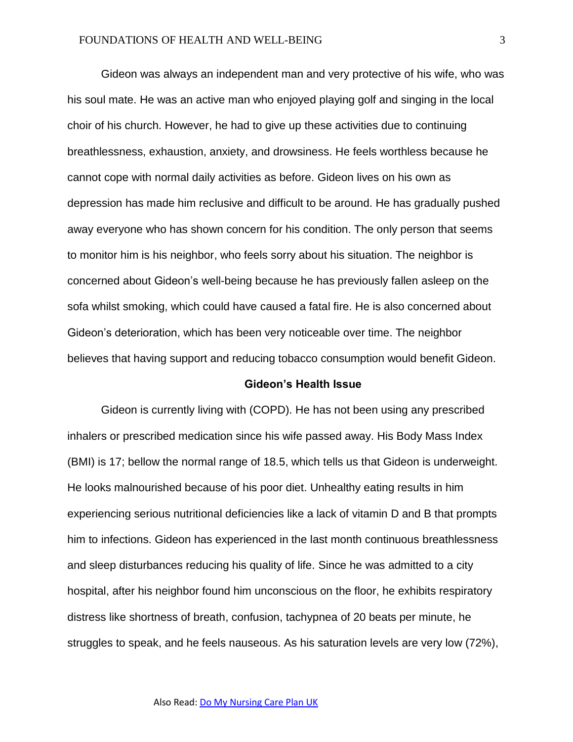Gideon was always an independent man and very protective of his wife, who was his soul mate. He was an active man who enjoyed playing golf and singing in the local choir of his church. However, he had to give up these activities due to continuing breathlessness, exhaustion, anxiety, and drowsiness. He feels worthless because he cannot cope with normal daily activities as before. Gideon lives on his own as depression has made him reclusive and difficult to be around. He has gradually pushed away everyone who has shown concern for his condition. The only person that seems to monitor him is his neighbor, who feels sorry about his situation. The neighbor is concerned about Gideon's well-being because he has previously fallen asleep on the sofa whilst smoking, which could have caused a fatal fire. He is also concerned about Gideon's deterioration, which has been very noticeable over time. The neighbor believes that having support and reducing tobacco consumption would benefit Gideon.

## Gideon's Health Issue

Gideon is currently living with (COPD). He has not been using any prescribed inhalers or prescribed medication since his wife passed away. His Body Mass Index (BMI) is 17; bellow the normal range of 18.5, which tells us that Gideon is underweight. He looks malnourished because of his poor diet. Unhealthy eating results in him experiencing serious nutritional deficiencies like a lack of vitamin D and B that prompts him to infections. Gideon has experienced in the last month continuous breathlessness and sleep disturbances reducing his quality of life. Since he was admitted to a city hospital, after his neighbor found him unconscious on the floor, he exhibits respiratory distress like shortness of breath, confusion, tachypnea of 20 beats per minute, he struggles to speak, and he feels nauseous. As his saturation levels are very low (72%),

Also Read: Do My Nursing Care Plan UK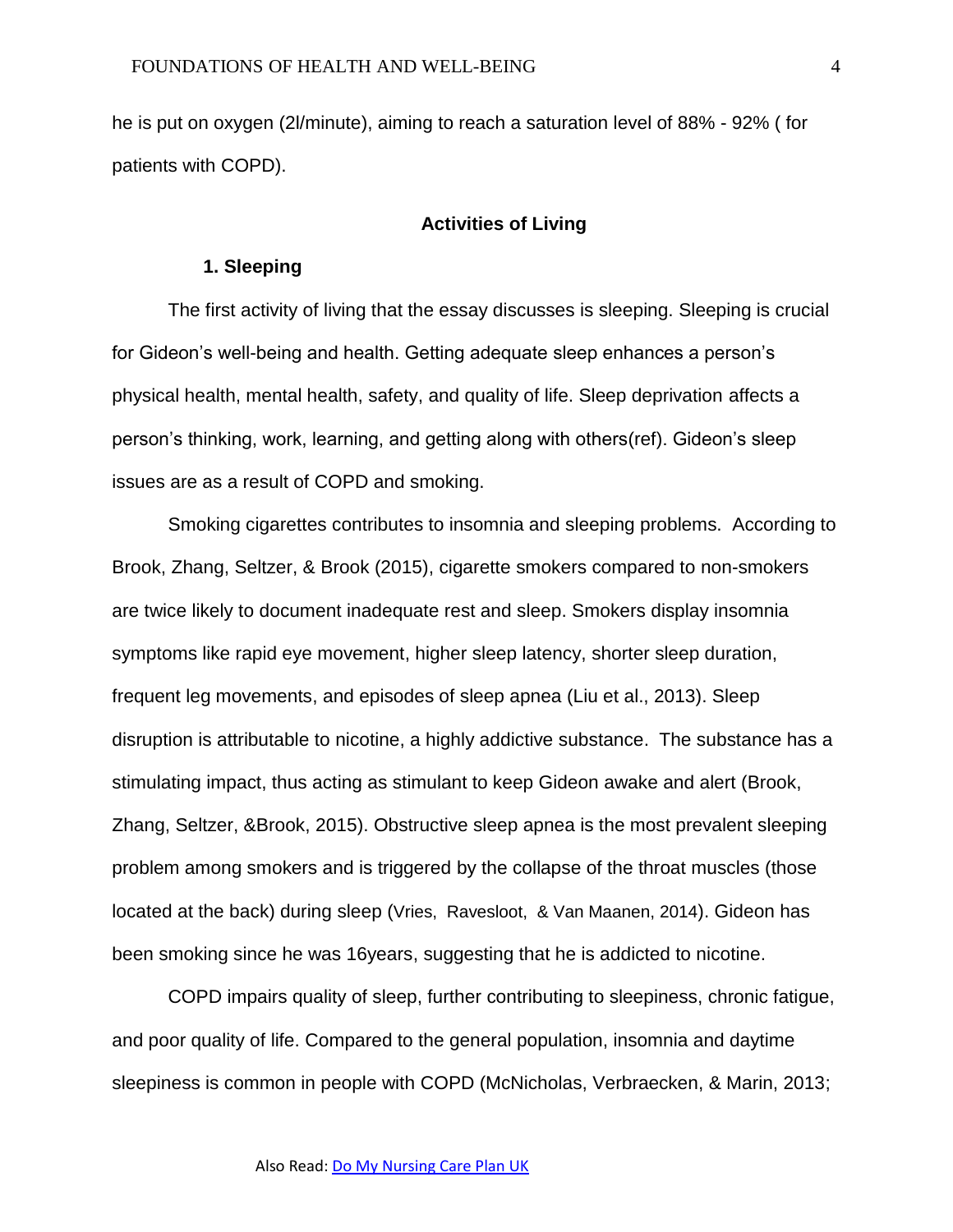he is put on oxygen (2l/minute), aiming to reach a saturation level of 88% - 92% ( for patients with COPD).

## Activities of Living

### 1. Sleeping

The first activity of living that the essay discusses is sleeping. Sleeping is crucial for Gideon's well-being and health. Getting adequate sleep enhances a person's physical health, mental health, safety, and quality of life. Sleep deprivation affects a person's thinking, work, learning, and getting along with others(ref). Gideon's sleep issues are as a result of COPD and smoking.

Smoking cigarettes contributes to insomnia and sleeping problems. According to Brook, Zhang, Seltzer, & Brook (2015), cigarette smokers compared to non-smokers are twice likely to document inadequate rest and sleep. Smokers display insomnia symptoms like rapid eye movement, higher sleep latency, shorter sleep duration, frequent leg movements, and episodes of sleep apnea (Liu et al., 2013). Sleep disruption is attributable to nicotine, a highly addictive substance. The substance has a stimulating impact, thus acting as stimulant to keep Gideon awake and alert (Brook, Zhang, Seltzer, &Brook, 2015). Obstructive sleep apnea is the most prevalent sleeping problem among smokers and is triggered by the collapse of the throat muscles (those located at the back) during sleep (Vries, Ravesloot, & Van Maanen, 2014). Gideon has been smoking since he was 16years, suggesting that he is addicted to nicotine.

COPD impairs quality of sleep, further contributing to sleepiness, chronic fatigue, and poor quality of life. Compared to the general population, insomnia and daytime sleepiness is common in people with COPD (McNicholas, Verbraecken, & Marin, 2013;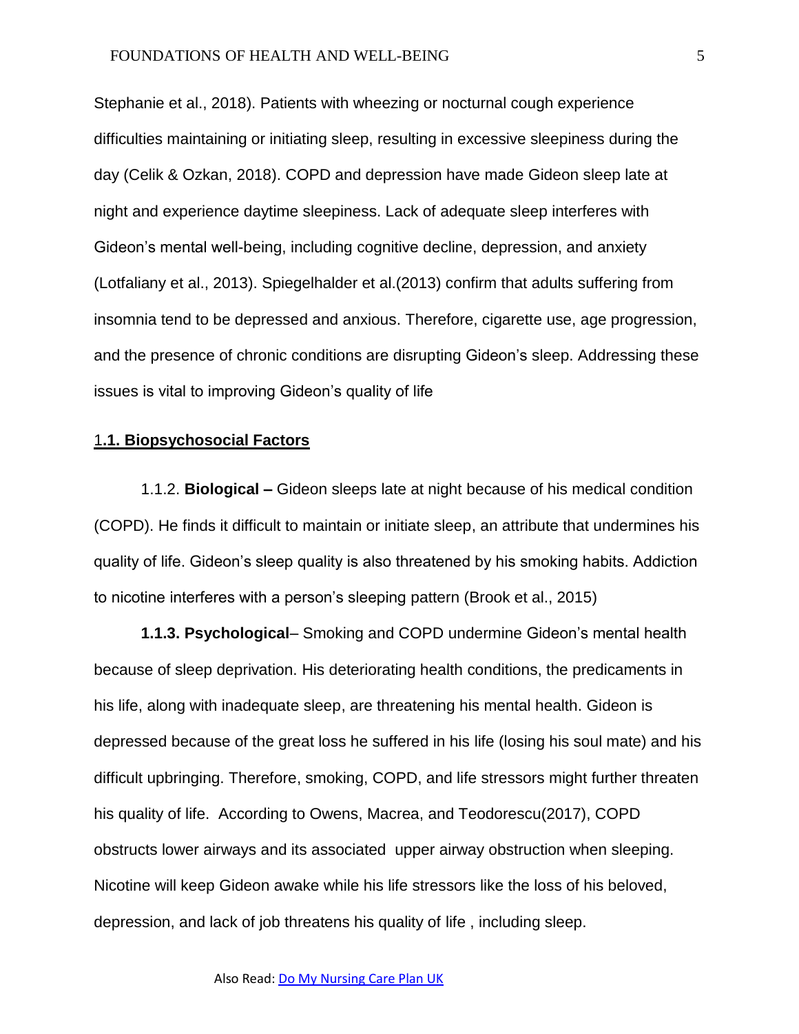Stephanie et al., 2018). Patients with wheezing or nocturnal cough experience difficulties maintaining or initiating sleep, resulting in excessive sleepiness during the day (Celik & Ozkan, 2018). COPD and depression have made Gideon sleep late at night and experience daytime sleepiness. Lack of adequate sleep interferes with Gideon's mental well-being, including cognitive decline, depression, and anxiety (Lotfaliany et al., 2013). Spiegelhalder et al.(2013) confirm that adults suffering from insomnia tend to be depressed and anxious. Therefore, cigarette use, age progression, and the presence of chronic conditions are disrupting Gideon's sleep. Addressing these issues is vital to improving Gideon's quality of life

## 1.1. Biopsychosocial Factors

1.1.2. **Biological –** Gideon sleeps late at night because of his medical condition (COPD). He finds it difficult to maintain or initiate sleep, an attribute that undermines his quality of life. Gideon's sleep quality is also threatened by his smoking habits. Addiction to nicotine interferes with a person's sleeping pattern (Brook et al., 2015)

**1.1.3. Psychological**– Smoking and COPD undermine Gideon's mental health because of sleep deprivation. His deteriorating health conditions, the predicaments in his life, along with inadequate sleep, are threatening his mental health. Gideon is depressed because of the great loss he suffered in his life (losing his soul mate) and his difficult upbringing. Therefore, smoking, COPD, and life stressors might further threaten his quality of life. According to Owens, Macrea, and Teodorescu(2017), COPD obstructs lower airways and its associated upper airway obstruction when sleeping. Nicotine will keep Gideon awake while his life stressors like the loss of his beloved, depression, and lack of job threatens his quality of life , including sleep.

Also Read: [Do My Nursing Care Plan UK]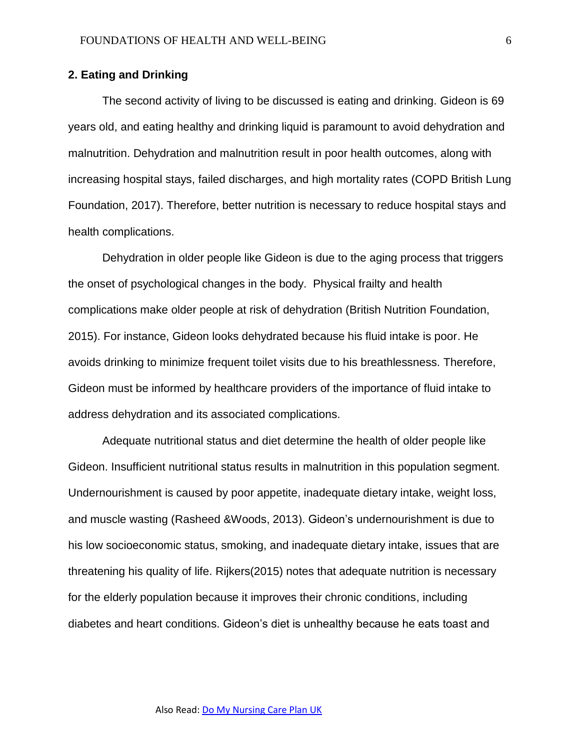**2. Eating and Drinking**

The second activity of living to be discussed is eating and drinking. Gideon is 69 years old, and eating healthy and drinking liquid is paramount to avoid dehydration and malnutrition. Dehydration and malnutrition result in poor health outcomes, along with increasing hospital stays, failed discharges, and high mortality rates (COPD British Lung Foundation, 2017). Therefore, better nutrition is necessary to reduce hospital stays and health complications.

Dehydration in older people like Gideon is due to the aging process that triggers the onset of psychological changes in the body. Physical frailty and health complications make older people at risk of dehydration (British Nutrition Foundation, 2015). For instance, Gideon looks dehydrated because his fluid intake is poor. He avoids drinking to minimize frequent toilet visits due to his breathlessness. Therefore, Gideon must be informed by healthcare providers of the importance of fluid intake to address dehydration and its associated complications.

Adequate nutritional status and diet determine the health of older people like Gideon. Insufficient nutritional status results in malnutrition in this population segment. Undernourishment is caused by poor appetite, inadequate dietary intake, weight loss, and muscle wasting (Rasheed &Woods, 2013). Gideon's undernourishment is due to his low socioeconomic status, smoking, and inadequate dietary intake, issues that are threatening his quality of life. Rijkers(2015) notes that adequate nutrition is necessary for the elderly population because it improves their chronic conditions, including diabetes and heart conditions. Gideon's diet is unhealthy because he eats toast and

Also Read: Do My Nursing Care Plan UK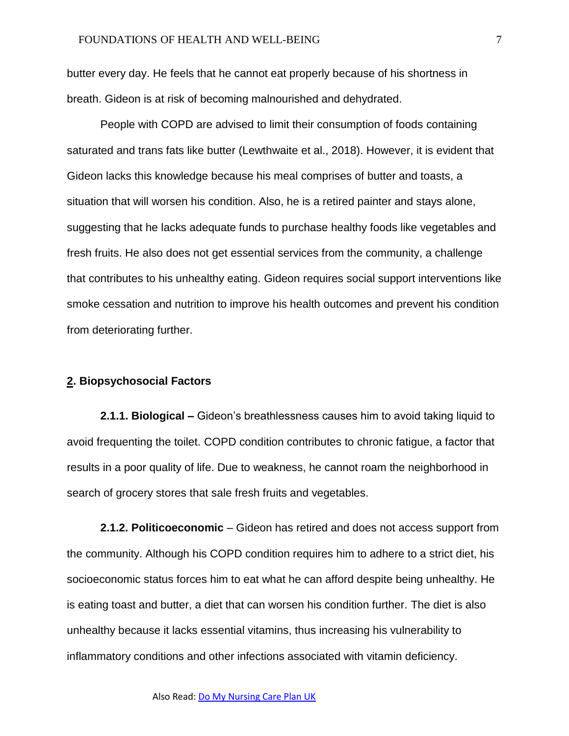butter every day. He feels that he cannot eat properly because of his shortness in breath. Gideon is at risk of becoming malnourished and dehydrated.

People with COPD are advised to limit their consumption of foods containing saturated and trans fats like butter (Lewthwaite et al., 2018). However, it is evident that Gideon lacks this knowledge because his meal comprises of butter and toasts, a situation that will worsen his condition. Also, he is a retired painter and stays alone, suggesting that he lacks adequate funds to purchase healthy foods like vegetables and fresh fruits. He also does not get essential services from the community, a challenge that contributes to his unhealthy eating. Gideon requires social support interventions like smoke cessation and nutrition to improve his health outcomes and prevent his condition from deteriorating further.

## 2. Biopsychosocial Factors

**2.1.1. Biological –** Gideon's breathlessness causes him to avoid taking liquid to avoid frequenting the toilet. COPD condition contributes to chronic fatigue, a factor that results in a poor quality of life. Due to weakness, he cannot roam the neighborhood in search of grocery stores that sale fresh fruits and vegetables.

**2.1.2. Politicoeconomic** – Gideon has retired and does not access support from the community. Although his COPD condition requires him to adhere to a strict diet, his socioeconomic status forces him to eat what he can afford despite being unhealthy. He is eating toast and butter, a diet that can worsen his condition further. The diet is also unhealthy because it lacks essential vitamins, thus increasing his vulnerability to inflammatory conditions and other infections associated with vitamin deficiency.

Also Read: [Do My Nursing Care Plan UK]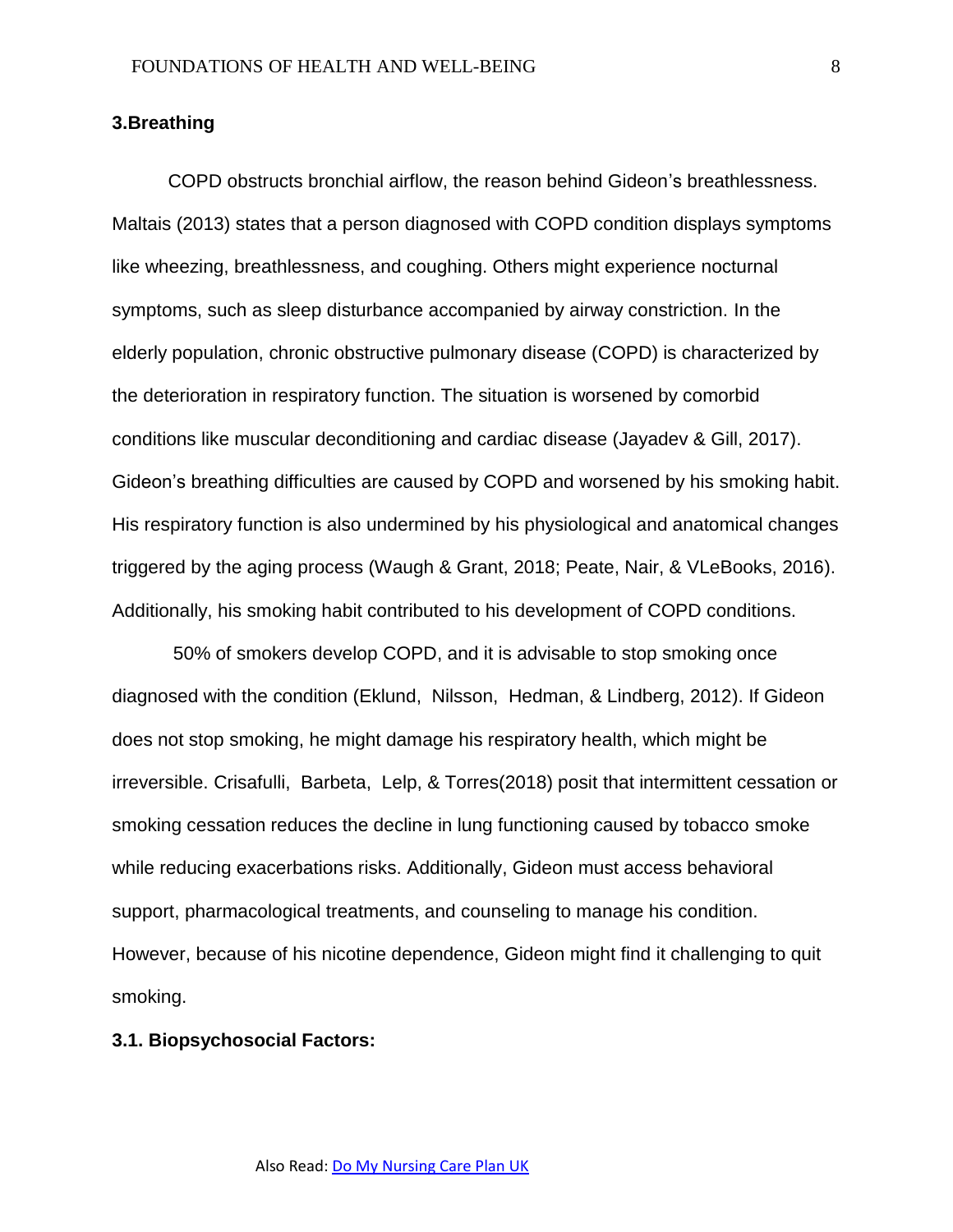## 3.Breathing

COPD obstructs bronchial airflow, the reason behind Gideon's breathlessness. Maltais (2013) states that a person diagnosed with COPD condition displays symptoms like wheezing, breathlessness, and coughing. Others might experience nocturnal symptoms, such as sleep disturbance accompanied by airway constriction. In the elderly population, chronic obstructive pulmonary disease (COPD) is characterized by the deterioration in respiratory function. The situation is worsened by comorbid conditions like muscular deconditioning and cardiac disease (Jayadev & Gill, 2017). Gideon's breathing difficulties are caused by COPD and worsened by his smoking habit. His respiratory function is also undermined by his physiological and anatomical changes triggered by the aging process (Waugh & Grant, 2018; Peate, Nair, & VLeBooks, 2016). Additionally, his smoking habit contributed to his development of COPD conditions.

50% of smokers develop COPD, and it is advisable to stop smoking once diagnosed with the condition (Eklund, Nilsson, Hedman, & Lindberg, 2012). If Gideon does not stop smoking, he might damage his respiratory health, which might be irreversible. Crisafulli, Barbeta, Lelp, & Torres(2018) posit that intermittent cessation or smoking cessation reduces the decline in lung functioning caused by tobacco smoke while reducing exacerbations risks. Additionally, Gideon must access behavioral support, pharmacological treatments, and counseling to manage his condition. However, because of his nicotine dependence, Gideon might find it challenging to quit smoking.

### 3.1. Biopsychosocial Factors:

Also Read: [Do My Nursing Care Plan UK]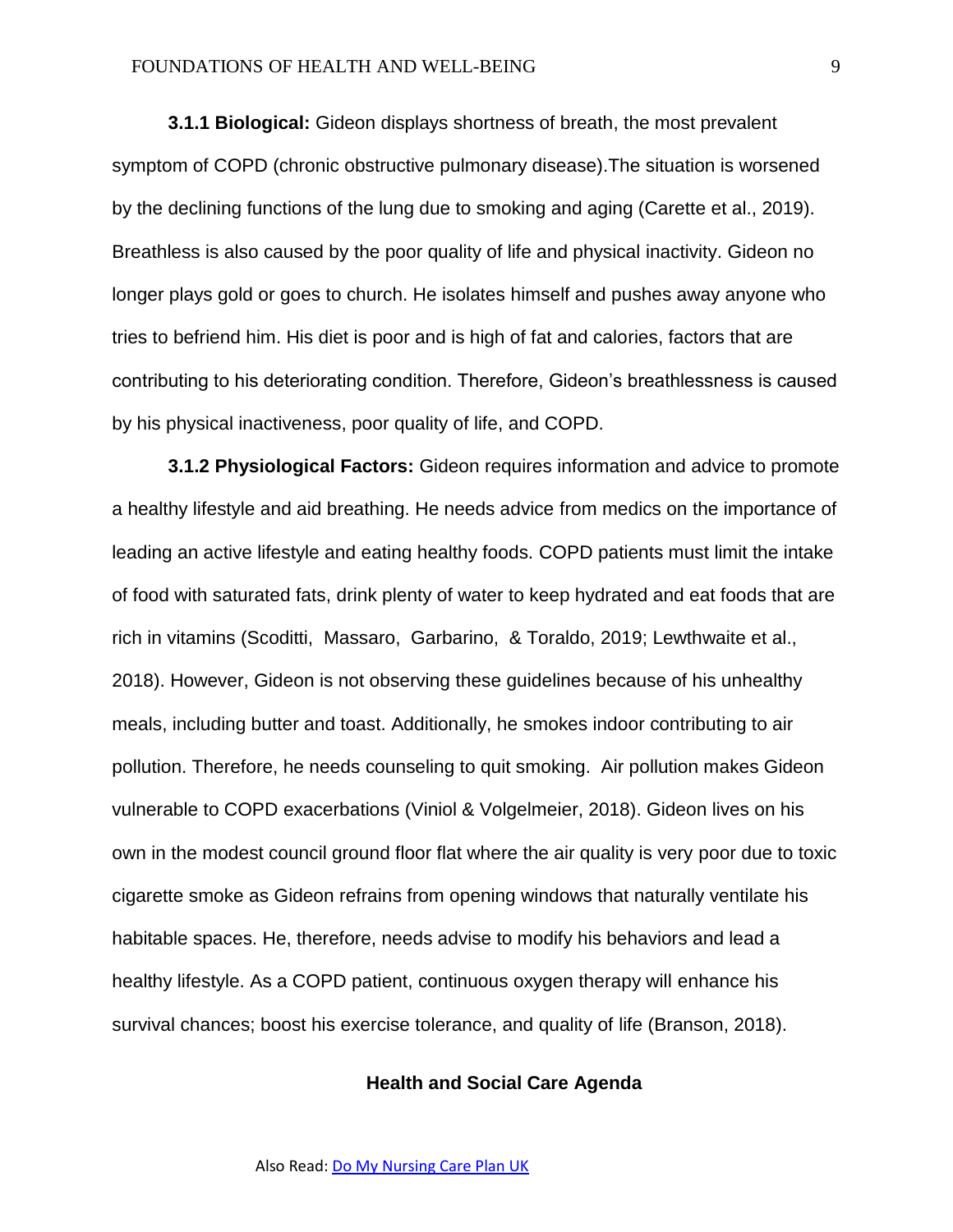**3.1.1 Biological:** Gideon displays shortness of breath, the most prevalent symptom of COPD (chronic obstructive pulmonary disease).The situation is worsened by the declining functions of the lung due to smoking and aging (Carette et al., 2019). Breathless is also caused by the poor quality of life and physical inactivity. Gideon no longer plays gold or goes to church. He isolates himself and pushes away anyone who tries to befriend him. His diet is poor and is high of fat and calories, factors that are contributing to his deteriorating condition. Therefore, Gideon's breathlessness is caused by his physical inactiveness, poor quality of life, and COPD.

**3.1.2 Physiological Factors:** Gideon requires information and advice to promote a healthy lifestyle and aid breathing. He needs advice from medics on the importance of leading an active lifestyle and eating healthy foods. COPD patients must limit the intake of food with saturated fats, drink plenty of water to keep hydrated and eat foods that are rich in vitamins (Scoditti, Massaro, Garbarino, & Toraldo, 2019; Lewthwaite et al., 2018). However, Gideon is not observing these guidelines because of his unhealthy meals, including butter and toast. Additionally, he smokes indoor contributing to air pollution. Therefore, he needs counseling to quit smoking. Air pollution makes Gideon vulnerable to COPD exacerbations (Viniol & Volgelmeier, 2018). Gideon lives on his own in the modest council ground floor flat where the air quality is very poor due to toxic cigarette smoke as Gideon refrains from opening windows that naturally ventilate his habitable spaces. He, therefore, needs advise to modify his behaviors and lead a healthy lifestyle. As a COPD patient, continuous oxygen therapy will enhance his survival chances; boost his exercise tolerance, and quality of life (Branson, 2018).

## Health and Social Care Agenda

Also Read: Do My Nursing Care Plan UK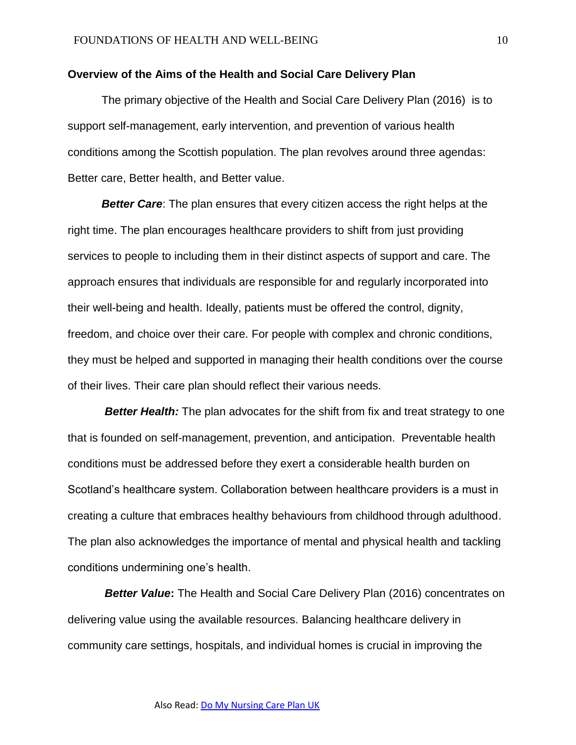**Overview of the Aims of the Health and Social Care Delivery Plan**

The primary objective of the Health and Social Care Delivery Plan (2016) is to support self-management, early intervention, and prevention of various health conditions among the Scottish population. The plan revolves around three agendas: Better care, Better health, and Better value.

***Better Care***: The plan ensures that every citizen access the right helps at the right time. The plan encourages healthcare providers to shift from just providing services to people to including them in their distinct aspects of support and care. The approach ensures that individuals are responsible for and regularly incorporated into their well-being and health. Ideally, patients must be offered the control, dignity, freedom, and choice over their care. For people with complex and chronic conditions, they must be helped and supported in managing their health conditions over the course of their lives. Their care plan should reflect their various needs.

***Better Health:*** The plan advocates for the shift from fix and treat strategy to one that is founded on self-management, prevention, and anticipation. Preventable health conditions must be addressed before they exert a considerable health burden on Scotland's healthcare system. Collaboration between healthcare providers is a must in creating a culture that embraces healthy behaviours from childhood through adulthood. The plan also acknowledges the importance of mental and physical health and tackling conditions undermining one's health.

***Better Value*****:** The Health and Social Care Delivery Plan (2016) concentrates on delivering value using the available resources. Balancing healthcare delivery in community care settings, hospitals, and individual homes is crucial in improving the

Also Read: [Do My Nursing Care Plan UK]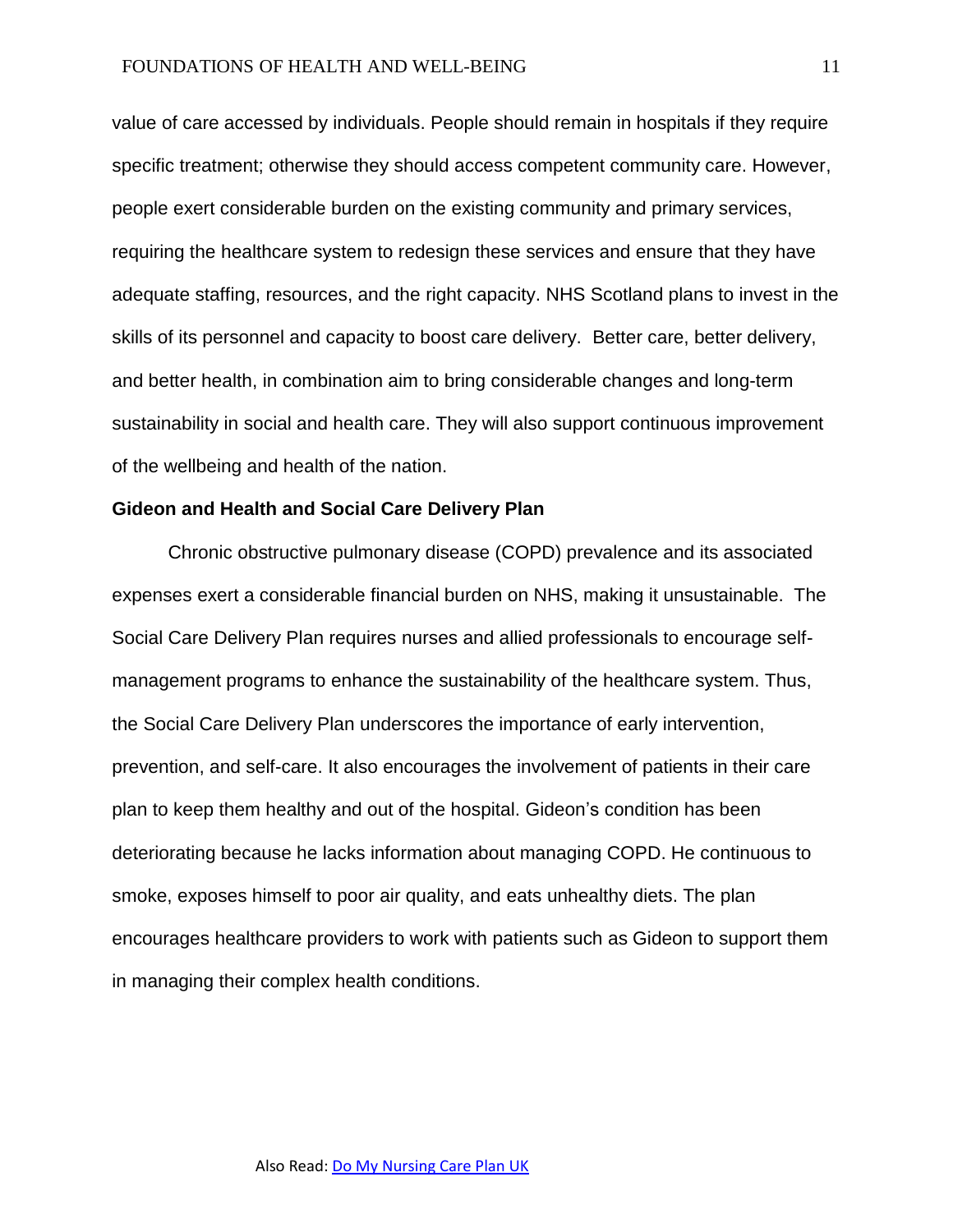value of care accessed by individuals. People should remain in hospitals if they require specific treatment; otherwise they should access competent community care. However, people exert considerable burden on the existing community and primary services, requiring the healthcare system to redesign these services and ensure that they have adequate staffing, resources, and the right capacity. NHS Scotland plans to invest in the skills of its personnel and capacity to boost care delivery. Better care, better delivery, and better health, in combination aim to bring considerable changes and long-term sustainability in social and health care. They will also support continuous improvement of the wellbeing and health of the nation.

**Gideon and Health and Social Care Delivery Plan**

Chronic obstructive pulmonary disease (COPD) prevalence and its associated expenses exert a considerable financial burden on NHS, making it unsustainable. The Social Care Delivery Plan requires nurses and allied professionals to encourage self-management programs to enhance the sustainability of the healthcare system. Thus, the Social Care Delivery Plan underscores the importance of early intervention, prevention, and self-care. It also encourages the involvement of patients in their care plan to keep them healthy and out of the hospital. Gideon's condition has been deteriorating because he lacks information about managing COPD. He continuous to smoke, exposes himself to poor air quality, and eats unhealthy diets. The plan encourages healthcare providers to work with patients such as Gideon to support them in managing their complex health conditions.

Also Read: Do My Nursing Care Plan UK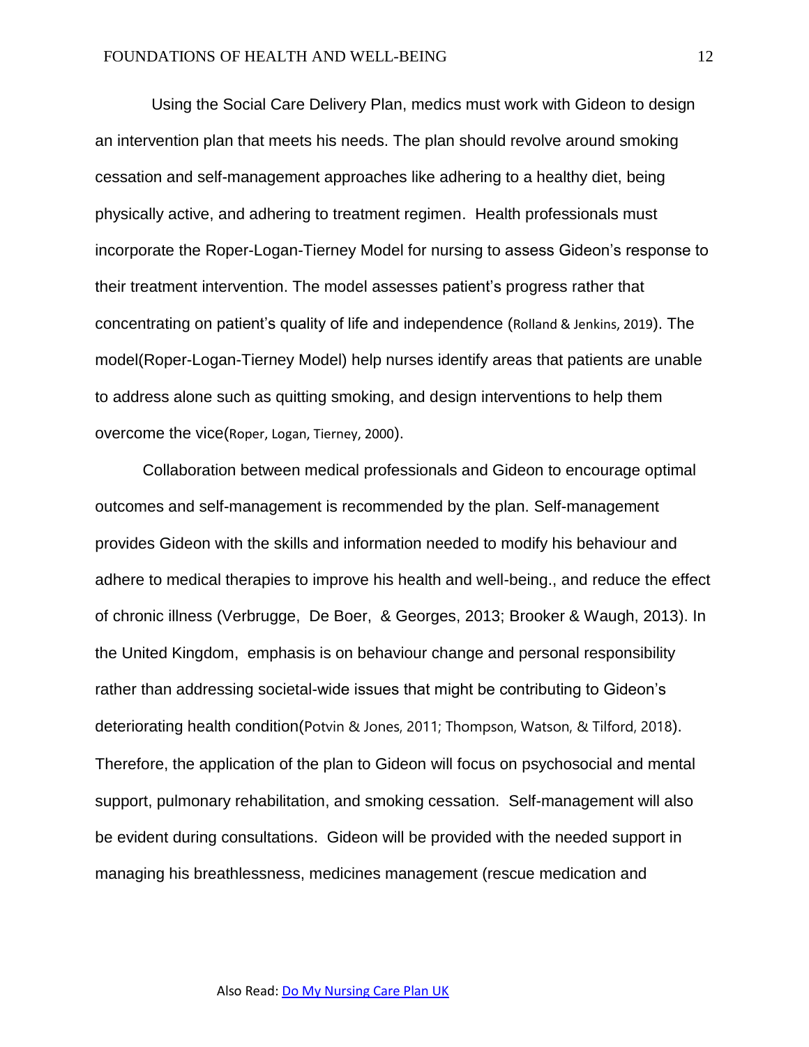Using the Social Care Delivery Plan, medics must work with Gideon to design an intervention plan that meets his needs. The plan should revolve around smoking cessation and self-management approaches like adhering to a healthy diet, being physically active, and adhering to treatment regimen. Health professionals must incorporate the Roper-Logan-Tierney Model for nursing to assess Gideon's response to their treatment intervention. The model assesses patient's progress rather that concentrating on patient's quality of life and independence (Rolland & Jenkins, 2019). The model(Roper-Logan-Tierney Model) help nurses identify areas that patients are unable to address alone such as quitting smoking, and design interventions to help them overcome the vice(Roper, Logan, Tierney, 2000).

Collaboration between medical professionals and Gideon to encourage optimal outcomes and self-management is recommended by the plan. Self-management provides Gideon with the skills and information needed to modify his behaviour and adhere to medical therapies to improve his health and well-being., and reduce the effect of chronic illness (Verbrugge, De Boer, & Georges, 2013; Brooker & Waugh, 2013). In the United Kingdom, emphasis is on behaviour change and personal responsibility rather than addressing societal-wide issues that might be contributing to Gideon's deteriorating health condition(Potvin & Jones, 2011; Thompson, Watson, & Tilford, 2018). Therefore, the application of the plan to Gideon will focus on psychosocial and mental support, pulmonary rehabilitation, and smoking cessation. Self-management will also be evident during consultations. Gideon will be provided with the needed support in managing his breathlessness, medicines management (rescue medication and

Also Read: [Do My Nursing Care Plan UK]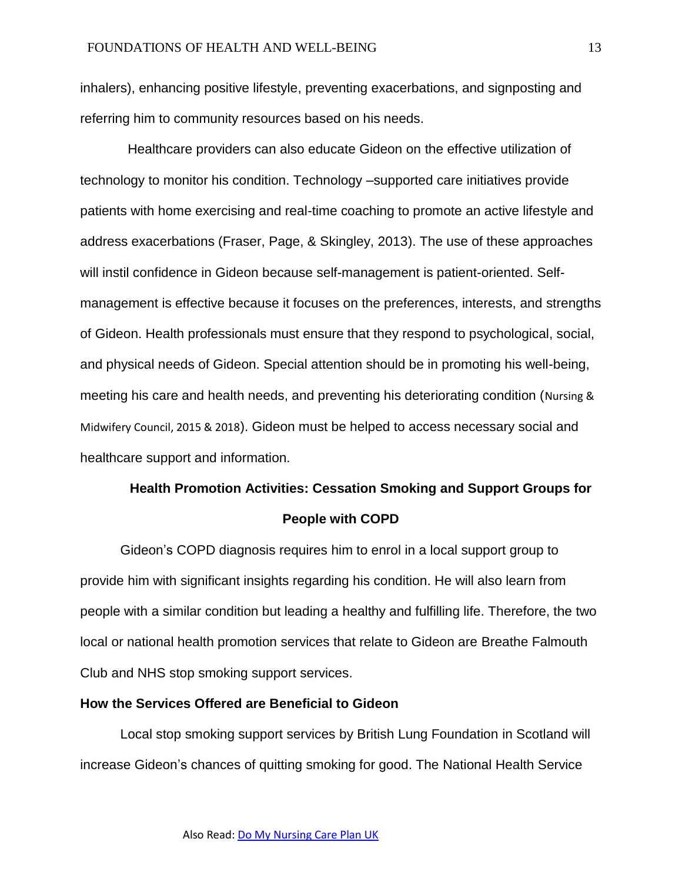inhalers), enhancing positive lifestyle, preventing exacerbations, and signposting and referring him to community resources based on his needs.

Healthcare providers can also educate Gideon on the effective utilization of technology to monitor his condition. Technology –supported care initiatives provide patients with home exercising and real-time coaching to promote an active lifestyle and address exacerbations (Fraser, Page, & Skingley, 2013). The use of these approaches will instil confidence in Gideon because self-management is patient-oriented. Self-management is effective because it focuses on the preferences, interests, and strengths of Gideon. Health professionals must ensure that they respond to psychological, social, and physical needs of Gideon. Special attention should be in promoting his well-being, meeting his care and health needs, and preventing his deteriorating condition (Nursing & Midwifery Council, 2015 & 2018). Gideon must be helped to access necessary social and healthcare support and information.

## Health Promotion Activities: Cessation Smoking and Support Groups for People with COPD

Gideon's COPD diagnosis requires him to enrol in a local support group to provide him with significant insights regarding his condition. He will also learn from people with a similar condition but leading a healthy and fulfilling life. Therefore, the two local or national health promotion services that relate to Gideon are Breathe Falmouth Club and NHS stop smoking support services.

### How the Services Offered are Beneficial to Gideon

Local stop smoking support services by British Lung Foundation in Scotland will increase Gideon's chances of quitting smoking for good. The National Health Service

Also Read: [Do My Nursing Care Plan UK]()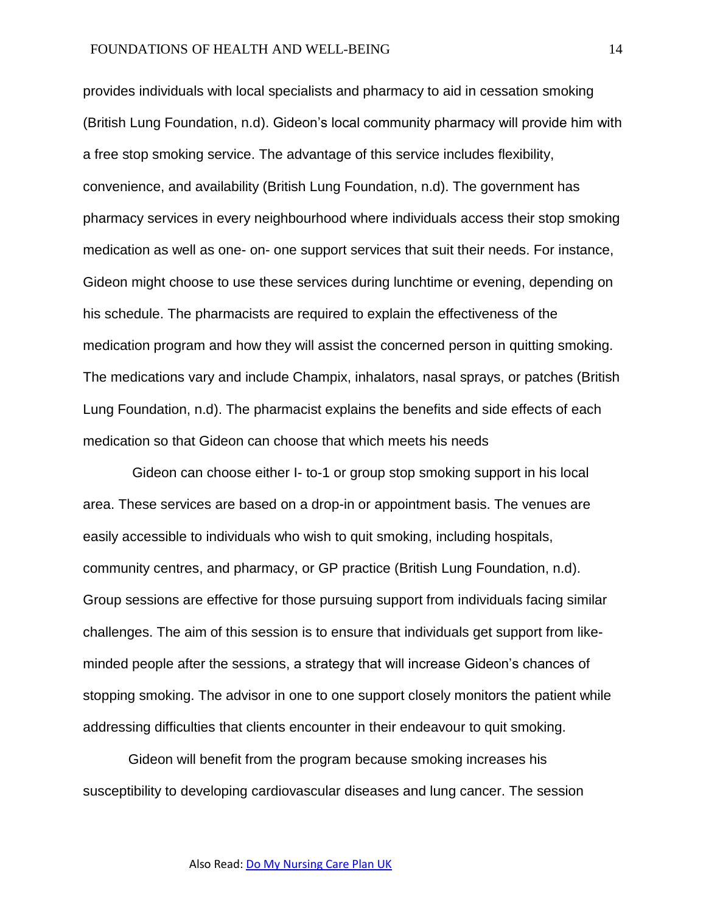provides individuals with local specialists and pharmacy to aid in cessation smoking (British Lung Foundation, n.d). Gideon's local community pharmacy will provide him with a free stop smoking service. The advantage of this service includes flexibility, convenience, and availability (British Lung Foundation, n.d). The government has pharmacy services in every neighbourhood where individuals access their stop smoking medication as well as one- on- one support services that suit their needs. For instance, Gideon might choose to use these services during lunchtime or evening, depending on his schedule. The pharmacists are required to explain the effectiveness of the medication program and how they will assist the concerned person in quitting smoking. The medications vary and include Champix, inhalators, nasal sprays, or patches (British Lung Foundation, n.d). The pharmacist explains the benefits and side effects of each medication so that Gideon can choose that which meets his needs

Gideon can choose either I- to-1 or group stop smoking support in his local area. These services are based on a drop-in or appointment basis. The venues are easily accessible to individuals who wish to quit smoking, including hospitals, community centres, and pharmacy, or GP practice (British Lung Foundation, n.d). Group sessions are effective for those pursuing support from individuals facing similar challenges. The aim of this session is to ensure that individuals get support from like-minded people after the sessions, a strategy that will increase Gideon's chances of stopping smoking. The advisor in one to one support closely monitors the patient while addressing difficulties that clients encounter in their endeavour to quit smoking.

Gideon will benefit from the program because smoking increases his susceptibility to developing cardiovascular diseases and lung cancer. The session

Also Read: [Do My Nursing Care Plan UK]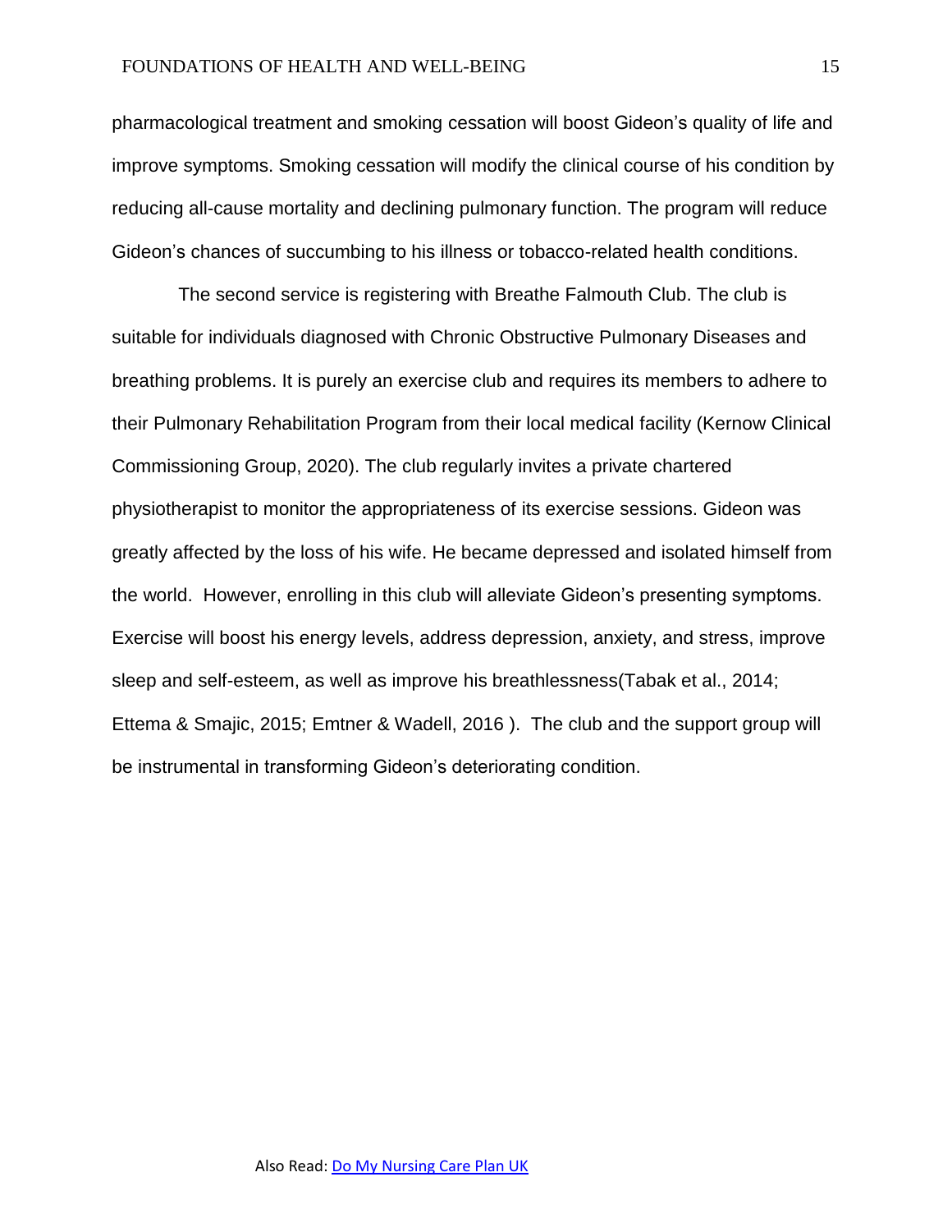pharmacological treatment and smoking cessation will boost Gideon's quality of life and improve symptoms. Smoking cessation will modify the clinical course of his condition by reducing all-cause mortality and declining pulmonary function. The program will reduce Gideon's chances of succumbing to his illness or tobacco-related health conditions.

The second service is registering with Breathe Falmouth Club. The club is suitable for individuals diagnosed with Chronic Obstructive Pulmonary Diseases and breathing problems. It is purely an exercise club and requires its members to adhere to their Pulmonary Rehabilitation Program from their local medical facility (Kernow Clinical Commissioning Group, 2020). The club regularly invites a private chartered physiotherapist to monitor the appropriateness of its exercise sessions. Gideon was greatly affected by the loss of his wife. He became depressed and isolated himself from the world. However, enrolling in this club will alleviate Gideon's presenting symptoms. Exercise will boost his energy levels, address depression, anxiety, and stress, improve sleep and self-esteem, as well as improve his breathlessness(Tabak et al., 2014; Ettema & Smajic, 2015; Emtner & Wadell, 2016 ). The club and the support group will be instrumental in transforming Gideon's deteriorating condition.

Also Read: [Do My Nursing Care Plan UK]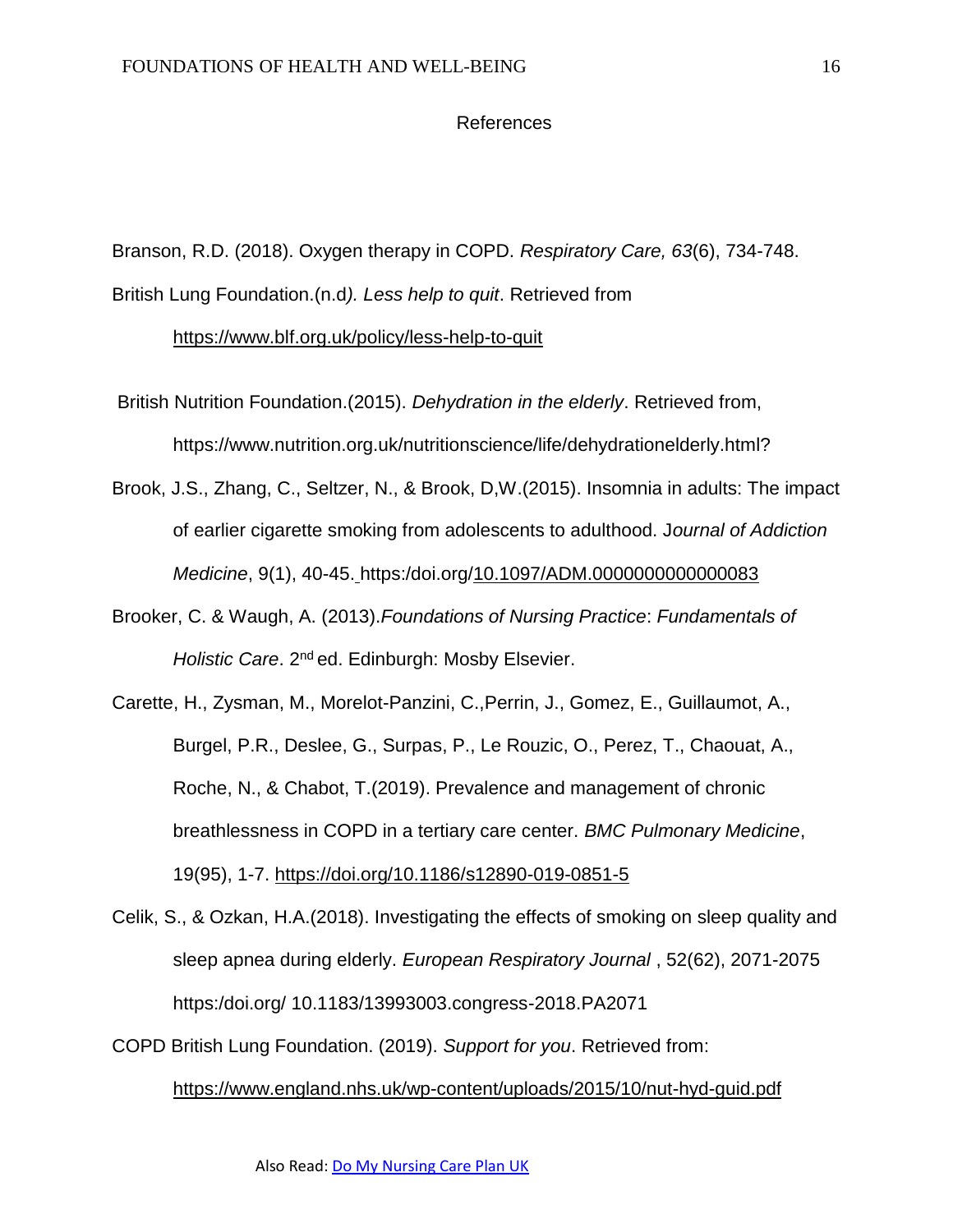# References

Branson, R.D. (2018). Oxygen therapy in COPD. *Respiratory Care, 63*(6), 734-748.

British Lung Foundation.(n.d*). Less help to quit*. Retrieved from https://www.blf.org.uk/policy/less-help-to-quit

British Nutrition Foundation.(2015). *Dehydration in the elderly*. Retrieved from, https://www.nutrition.org.uk/nutritionscience/life/dehydrationelderly.html?

Brook, J.S., Zhang, C., Seltzer, N., & Brook, D,W.(2015). Insomnia in adults: The impact of earlier cigarette smoking from adolescents to adulthood. J*ournal of Addiction Medicine*, 9(1), 40-45. https:/doi.org/10.1097/ADM.0000000000000083

Brooker, C. & Waugh, A. (2013).*Foundations of Nursing Practice*: *Fundamentals of Holistic Care*. 2nd ed. Edinburgh: Mosby Elsevier.

Carette, H., Zysman, M., Morelot-Panzini, C.,Perrin, J., Gomez, E., Guillaumot, A., Burgel, P.R., Deslee, G., Surpas, P., Le Rouzic, O., Perez, T., Chaouat, A., Roche, N., & Chabot, T.(2019). Prevalence and management of chronic breathlessness in COPD in a tertiary care center. *BMC Pulmonary Medicine*, 19(95), 1-7. https://doi.org/10.1186/s12890-019-0851-5

Celik, S., & Ozkan, H.A.(2018). Investigating the effects of smoking on sleep quality and sleep apnea during elderly. *European Respiratory Journal* , 52(62), 2071-2075 https:/doi.org/ 10.1183/13993003.congress-2018.PA2071

COPD British Lung Foundation. (2019). *Support for you*. Retrieved from: https://www.england.nhs.uk/wp-content/uploads/2015/10/nut-hyd-guid.pdf

Also Read: Do My Nursing Care Plan UK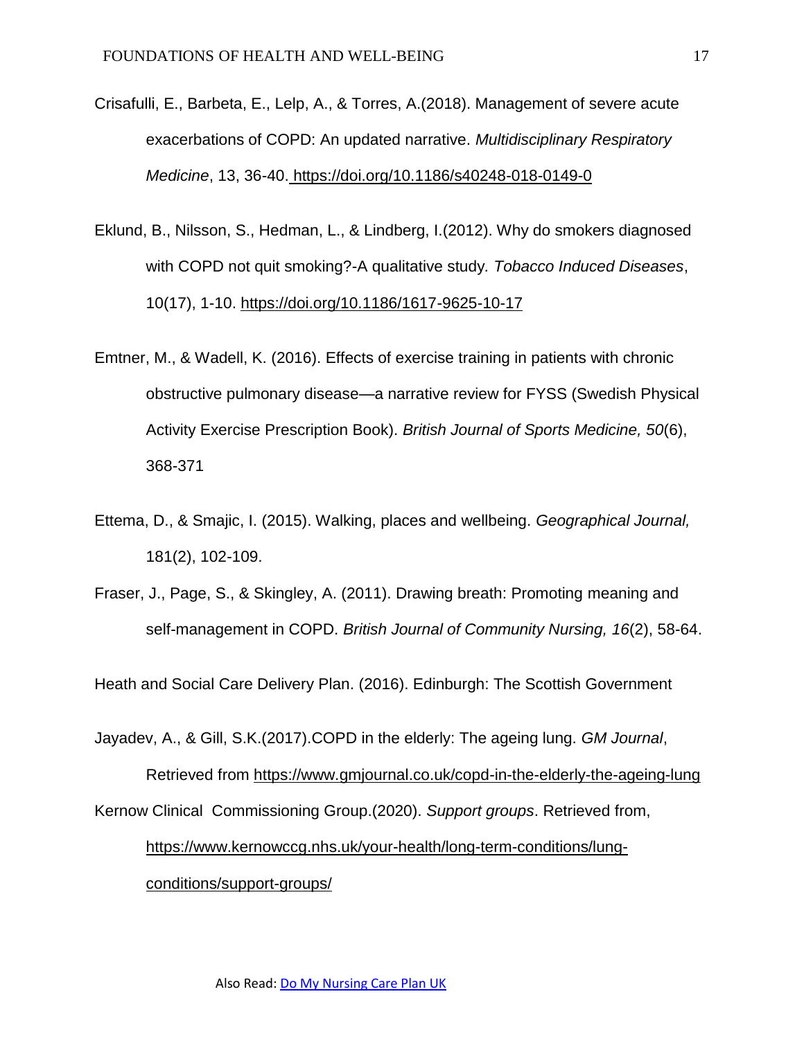Crisafulli, E., Barbeta, E., Lelp, A., & Torres, A.(2018). Management of severe acute exacerbations of COPD: An updated narrative. *Multidisciplinary Respiratory Medicine*, 13, 36-40. https://doi.org/10.1186/s40248-018-0149-0

Eklund, B., Nilsson, S., Hedman, L., & Lindberg, I.(2012). Why do smokers diagnosed with COPD not quit smoking?-A qualitative study*. Tobacco Induced Diseases*, 10(17), 1-10. https://doi.org/10.1186/1617-9625-10-17

Emtner, M., & Wadell, K. (2016). Effects of exercise training in patients with chronic obstructive pulmonary disease—a narrative review for FYSS (Swedish Physical Activity Exercise Prescription Book). *British Journal of Sports Medicine, 50*(6), 368-371

Ettema, D., & Smajic, I. (2015). Walking, places and wellbeing. *Geographical Journal,* 181(2), 102-109.

Fraser, J., Page, S., & Skingley, A. (2011). Drawing breath: Promoting meaning and self-management in COPD. *British Journal of Community Nursing, 16*(2), 58-64.

Heath and Social Care Delivery Plan. (2016). Edinburgh: The Scottish Government

Jayadev, A., & Gill, S.K.(2017).COPD in the elderly: The ageing lung. *GM Journal*, Retrieved from https://www.gmjournal.co.uk/copd-in-the-elderly-the-ageing-lung

Kernow Clinical Commissioning Group.(2020). *Support groups*. Retrieved from, https://www.kernowccg.nhs.uk/your-health/long-term-conditions/lung-conditions/support-groups/

Also Read: Do My Nursing Care Plan UK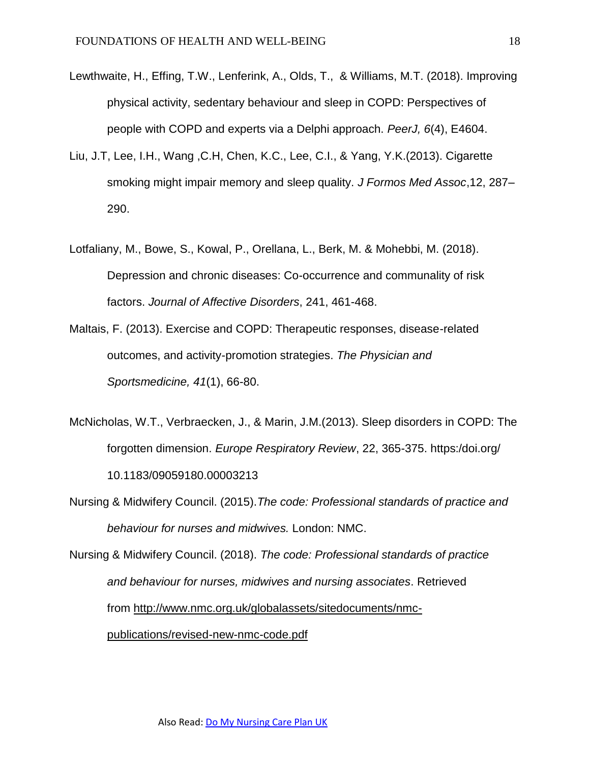Lewthwaite, H., Effing, T.W., Lenferink, A., Olds, T., & Williams, M.T. (2018). Improving physical activity, sedentary behaviour and sleep in COPD: Perspectives of people with COPD and experts via a Delphi approach. *PeerJ, 6*(4), E4604.

Liu, J.T, Lee, I.H., Wang ,C.H, Chen, K.C., Lee, C.I., & Yang, Y.K.(2013). Cigarette smoking might impair memory and sleep quality. *J Formos Med Assoc*,12, 287–290.

Lotfaliany, M., Bowe, S., Kowal, P., Orellana, L., Berk, M. & Mohebbi, M. (2018). Depression and chronic diseases: Co-occurrence and communality of risk factors. *Journal of Affective Disorders*, 241, 461-468.

Maltais, F. (2013). Exercise and COPD: Therapeutic responses, disease-related outcomes, and activity-promotion strategies. *The Physician and Sportsmedicine, 41*(1), 66-80.

McNicholas, W.T., Verbraecken, J., & Marin, J.M.(2013). Sleep disorders in COPD: The forgotten dimension. *Europe Respiratory Review*, 22, 365-375. https:/doi.org/ 10.1183/09059180.00003213

Nursing & Midwifery Council. (2015).*The code: Professional standards of practice and behaviour for nurses and midwives.* London: NMC.

Nursing & Midwifery Council. (2018). *The code: Professional standards of practice and behaviour for nurses, midwives and nursing associates*. Retrieved from http://www.nmc.org.uk/globalassets/sitedocuments/nmc-publications/revised-new-nmc-code.pdf

Also Read: Do My Nursing Care Plan UK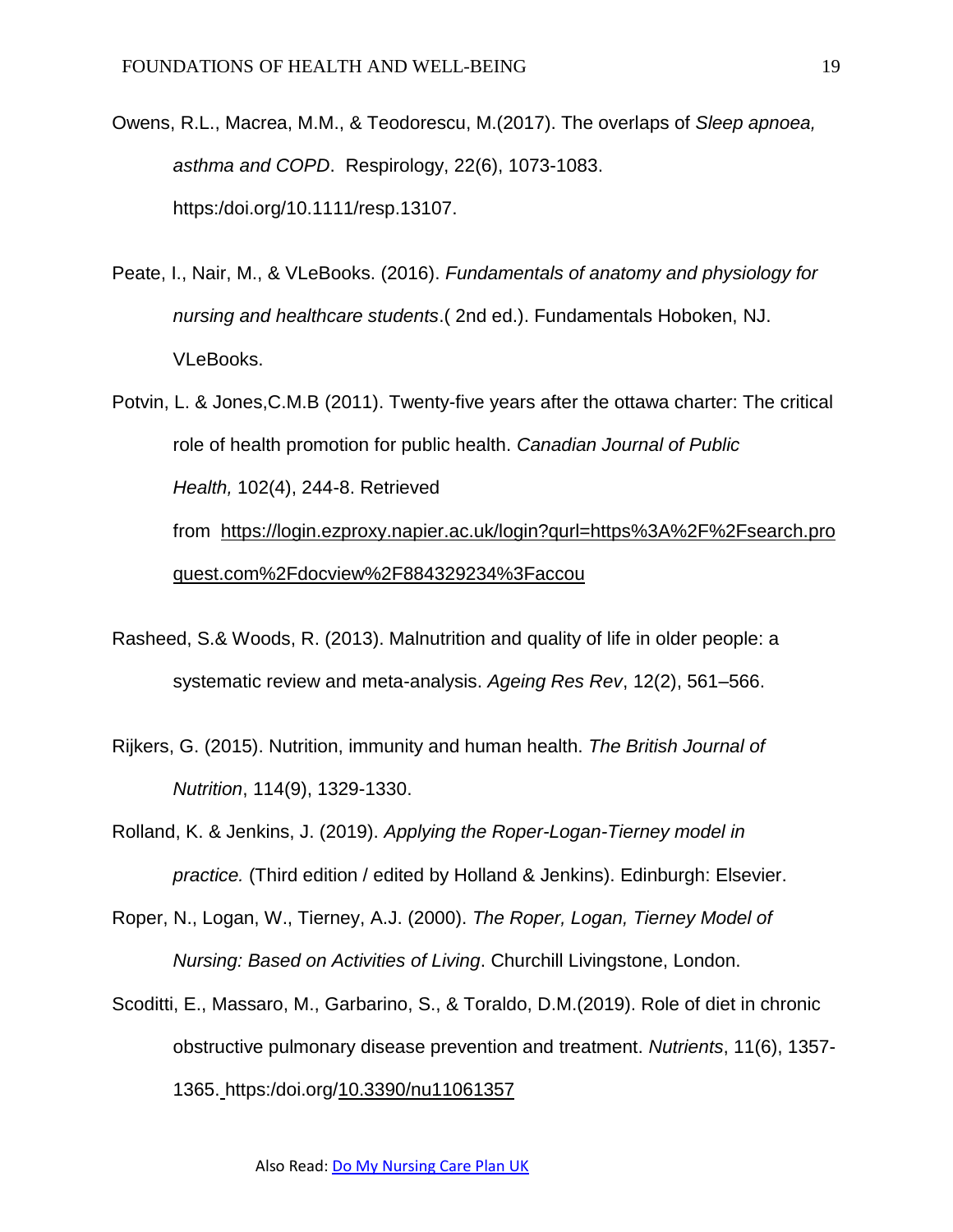Owens, R.L., Macrea, M.M., & Teodorescu, M.(2017). The overlaps of *Sleep apnoea, asthma and COPD*. Respirology, 22(6), 1073-1083. https:/doi.org/10.1111/resp.13107.

Peate, I., Nair, M., & VLeBooks. (2016). *Fundamentals of anatomy and physiology for nursing and healthcare students*.( 2nd ed.). Fundamentals Hoboken, NJ. VLeBooks.

Potvin, L. & Jones,C.M.B (2011). Twenty-five years after the ottawa charter: The critical role of health promotion for public health. *Canadian Journal of Public Health,* 102(4), 244-8. Retrieved from https://login.ezproxy.napier.ac.uk/login?qurl=https%3A%2F%2Fsearch.proquest.com%2Fdocview%2F884329234%3Faccou

Rasheed, S.& Woods, R. (2013). Malnutrition and quality of life in older people: a systematic review and meta-analysis. *Ageing Res Rev*, 12(2), 561–566.

Rijkers, G. (2015). Nutrition, immunity and human health. *The British Journal of Nutrition*, 114(9), 1329-1330.

Rolland, K. & Jenkins, J. (2019). *Applying the Roper-Logan-Tierney model in practice.* (Third edition / edited by Holland & Jenkins). Edinburgh: Elsevier.

Roper, N., Logan, W., Tierney, A.J. (2000). *The Roper, Logan, Tierney Model of Nursing: Based on Activities of Living*. Churchill Livingstone, London.

Scoditti, E., Massaro, M., Garbarino, S., & Toraldo, D.M.(2019). Role of diet in chronic obstructive pulmonary disease prevention and treatment. *Nutrients*, 11(6), 1357-1365. https:/doi.org/10.3390/nu11061357

Also Read: Do My Nursing Care Plan UK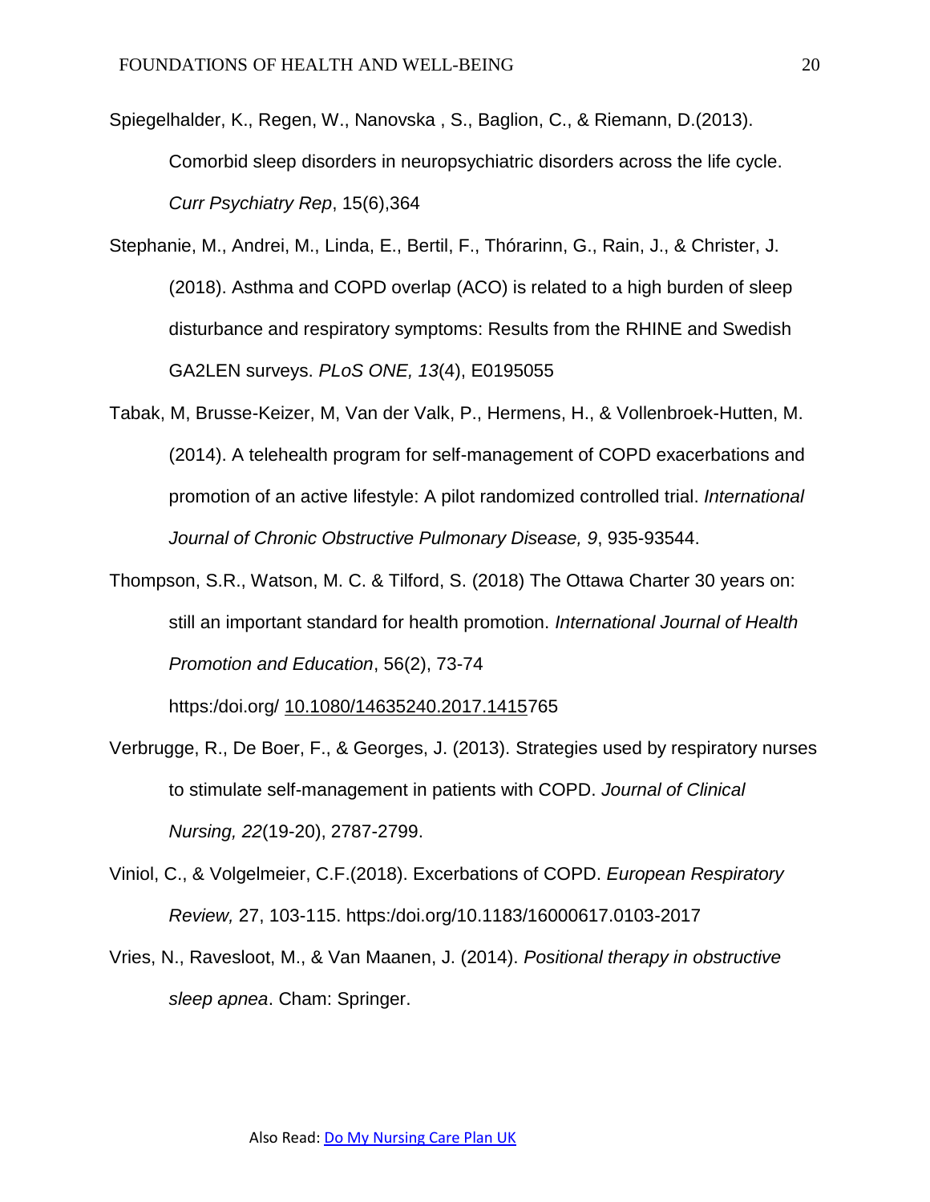Spiegelhalder, K., Regen, W., Nanovska , S., Baglion, C., & Riemann, D.(2013). Comorbid sleep disorders in neuropsychiatric disorders across the life cycle. *Curr Psychiatry Rep*, 15(6),364

Stephanie, M., Andrei, M., Linda, E., Bertil, F., Thórarinn, G., Rain, J., & Christer, J. (2018). Asthma and COPD overlap (ACO) is related to a high burden of sleep disturbance and respiratory symptoms: Results from the RHINE and Swedish GA2LEN surveys. *PLoS ONE, 13*(4), E0195055

Tabak, M, Brusse-Keizer, M, Van der Valk, P., Hermens, H., & Vollenbroek-Hutten, M. (2014). A telehealth program for self-management of COPD exacerbations and promotion of an active lifestyle: A pilot randomized controlled trial. *International Journal of Chronic Obstructive Pulmonary Disease, 9*, 935-93544.

Thompson, S.R., Watson, M. C. & Tilford, S. (2018) The Ottawa Charter 30 years on: still an important standard for health promotion. *International Journal of Health Promotion and Education*, 56(2), 73-74 https:/doi.org/ 10.1080/14635240.2017.1415765

Verbrugge, R., De Boer, F., & Georges, J. (2013). Strategies used by respiratory nurses to stimulate self-management in patients with COPD. *Journal of Clinical Nursing, 22*(19-20), 2787-2799.

Viniol, C., & Volgelmeier, C.F.(2018). Excerbations of COPD. *European Respiratory Review,* 27, 103-115. https:/doi.org/10.1183/16000617.0103-2017

Vries, N., Ravesloot, M., & Van Maanen, J. (2014). *Positional therapy in obstructive sleep apnea*. Cham: Springer.

Also Read: Do My Nursing Care Plan UK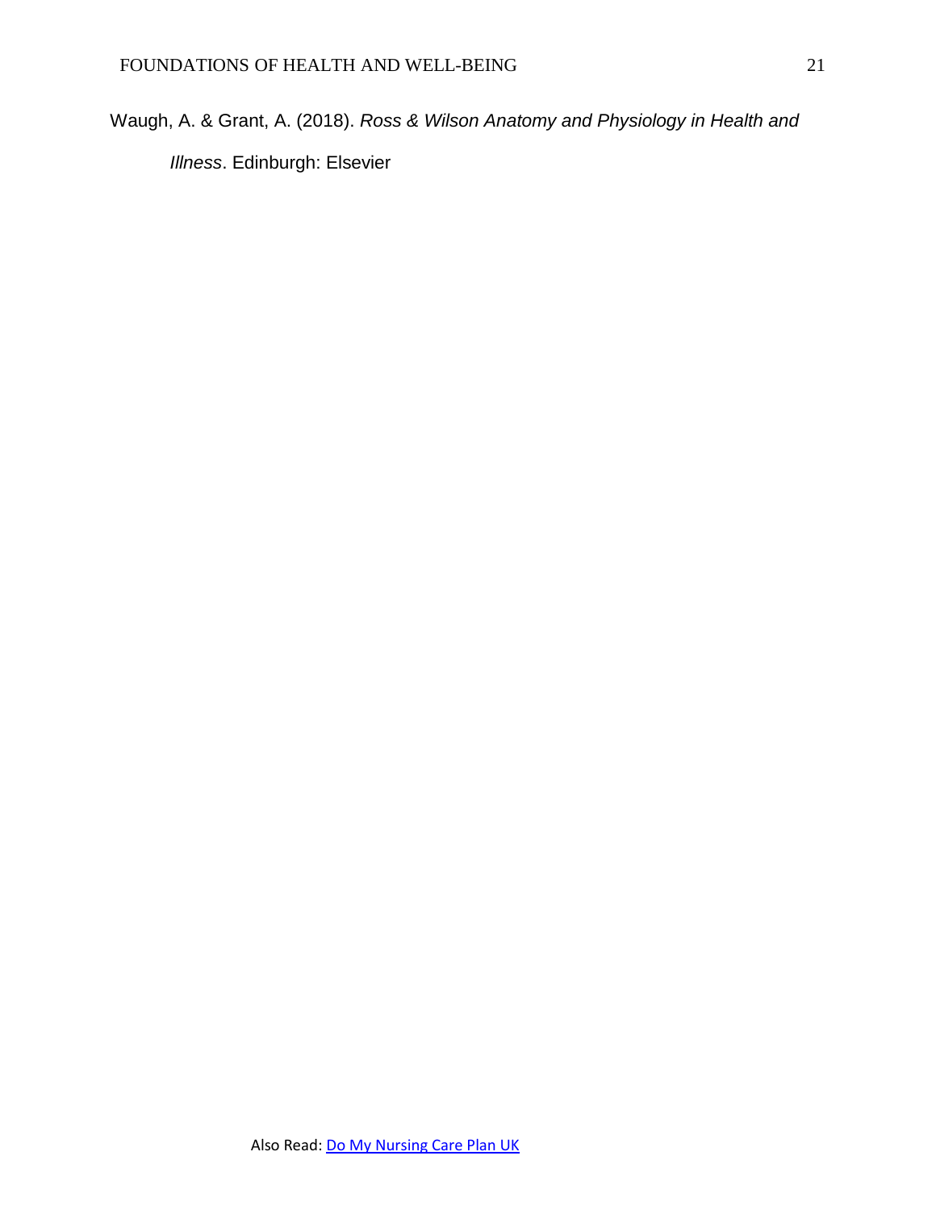Waugh, A. & Grant, A. (2018). *Ross & Wilson Anatomy and Physiology in Health and Illness*. Edinburgh: Elsevier

Also Read: [Do My Nursing Care Plan UK]